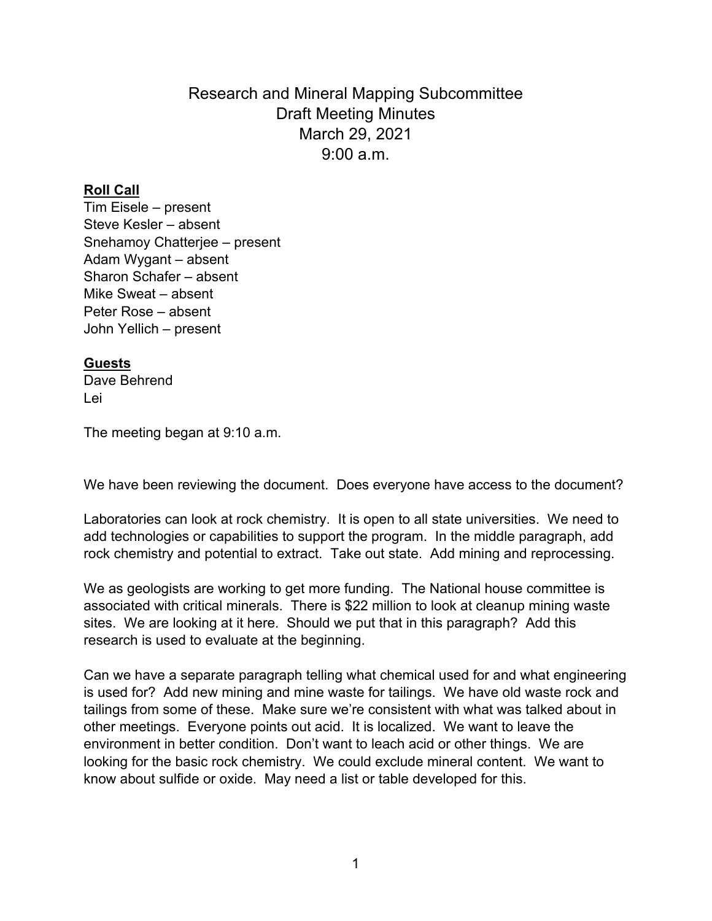# Research and Mineral Mapping Subcommittee
# Draft Meeting Minutes
# March 29, 2021
# 9:00 a.m.

**Roll Call**

Tim Eisele – present
Steve Kesler – absent
Snehamoy Chatterjee – present
Adam Wygant – absent
Sharon Schafer – absent
Mike Sweat – absent
Peter Rose – absent
John Yellich – present

**Guests**

Dave Behrend
Lei

The meeting began at 9:10 a.m.

We have been reviewing the document. Does everyone have access to the document?

Laboratories can look at rock chemistry. It is open to all state universities. We need to add technologies or capabilities to support the program. In the middle paragraph, add rock chemistry and potential to extract. Take out state. Add mining and reprocessing.

We as geologists are working to get more funding. The National house committee is associated with critical minerals. There is $22 million to look at cleanup mining waste sites. We are looking at it here. Should we put that in this paragraph? Add this research is used to evaluate at the beginning.

Can we have a separate paragraph telling what chemical used for and what engineering is used for? Add new mining and mine waste for tailings. We have old waste rock and tailings from some of these. Make sure we're consistent with what was talked about in other meetings. Everyone points out acid. It is localized. We want to leave the environment in better condition. Don't want to leach acid or other things. We are looking for the basic rock chemistry. We could exclude mineral content. We want to know about sulfide or oxide. May need a list or table developed for this.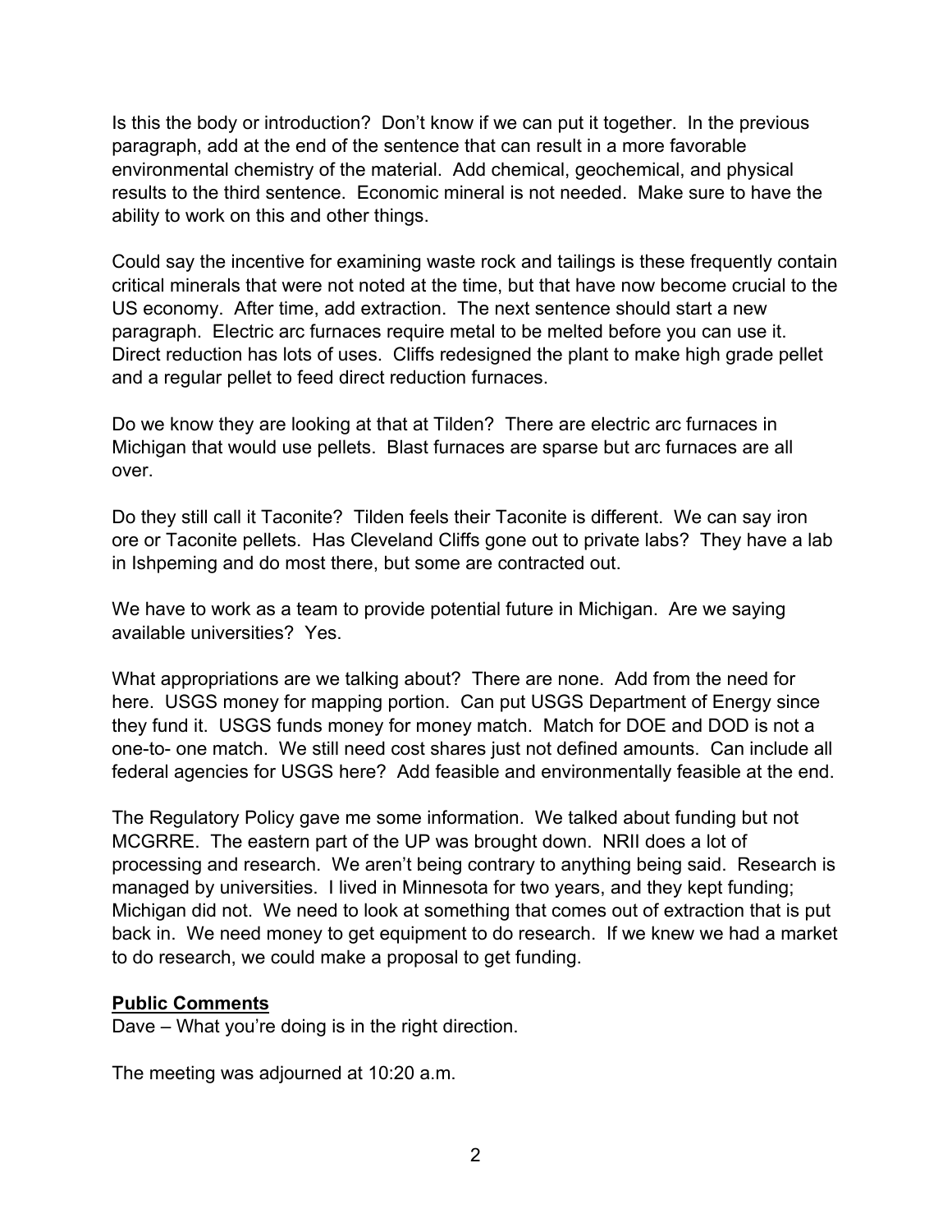Is this the body or introduction? Don't know if we can put it together. In the previous paragraph, add at the end of the sentence that can result in a more favorable environmental chemistry of the material. Add chemical, geochemical, and physical results to the third sentence. Economic mineral is not needed. Make sure to have the ability to work on this and other things.

Could say the incentive for examining waste rock and tailings is these frequently contain critical minerals that were not noted at the time, but that have now become crucial to the US economy. After time, add extraction. The next sentence should start a new paragraph. Electric arc furnaces require metal to be melted before you can use it. Direct reduction has lots of uses. Cliffs redesigned the plant to make high grade pellet and a regular pellet to feed direct reduction furnaces.

Do we know they are looking at that at Tilden? There are electric arc furnaces in Michigan that would use pellets. Blast furnaces are sparse but arc furnaces are all over.

Do they still call it Taconite? Tilden feels their Taconite is different. We can say iron ore or Taconite pellets. Has Cleveland Cliffs gone out to private labs? They have a lab in Ishpeming and do most there, but some are contracted out.

We have to work as a team to provide potential future in Michigan. Are we saying available universities? Yes.

What appropriations are we talking about? There are none. Add from the need for here. USGS money for mapping portion. Can put USGS Department of Energy since they fund it. USGS funds money for money match. Match for DOE and DOD is not a one-to- one match. We still need cost shares just not defined amounts. Can include all federal agencies for USGS here? Add feasible and environmentally feasible at the end.

The Regulatory Policy gave me some information. We talked about funding but not MCGRRE. The eastern part of the UP was brought down. NRII does a lot of processing and research. We aren't being contrary to anything being said. Research is managed by universities. I lived in Minnesota for two years, and they kept funding; Michigan did not. We need to look at something that comes out of extraction that is put back in. We need money to get equipment to do research. If we knew we had a market to do research, we could make a proposal to get funding.

**Public Comments**

Dave – What you're doing is in the right direction.

The meeting was adjourned at 10:20 a.m.